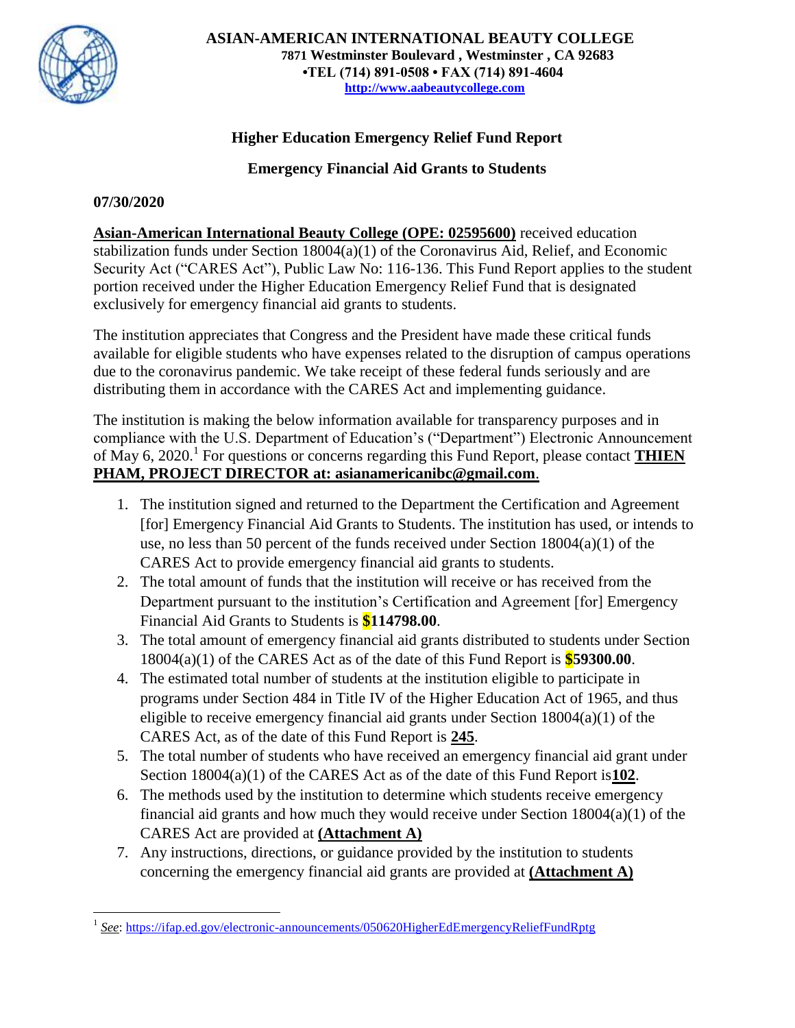# ASIAN-AMERICAN INTERNATIONAL BEAUTY COLLEGE

**7871 Westminster Boulevard , Westminster , CA 92683**
**•TEL (714) 891-0508 • FAX (714) 891-4604**
**http://www.aabeautycollege.com**

## Higher Education Emergency Relief Fund Report

## Emergency Financial Aid Grants to Students

**07/30/2020**

**Asian-American International Beauty College (OPE: 02595600)** received education stabilization funds under Section 18004(a)(1) of the Coronavirus Aid, Relief, and Economic Security Act ("CARES Act"), Public Law No: 116-136. This Fund Report applies to the student portion received under the Higher Education Emergency Relief Fund that is designated exclusively for emergency financial aid grants to students.

The institution appreciates that Congress and the President have made these critical funds available for eligible students who have expenses related to the disruption of campus operations due to the coronavirus pandemic. We take receipt of these federal funds seriously and are distributing them in accordance with the CARES Act and implementing guidance.

The institution is making the below information available for transparency purposes and in compliance with the U.S. Department of Education's ("Department") Electronic Announcement of May 6, 2020.[1] For questions or concerns regarding this Fund Report, please contact **THIEN PHAM, PROJECT DIRECTOR at: asianamericanibc@gmail.com**.

1. The institution signed and returned to the Department the Certification and Agreement [for] Emergency Financial Aid Grants to Students. The institution has used, or intends to use, no less than 50 percent of the funds received under Section 18004(a)(1) of the CARES Act to provide emergency financial aid grants to students.
2. The total amount of funds that the institution will receive or has received from the Department pursuant to the institution's Certification and Agreement [for] Emergency Financial Aid Grants to Students is **$114798.00**.
3. The total amount of emergency financial aid grants distributed to students under Section 18004(a)(1) of the CARES Act as of the date of this Fund Report is **$59300.00**.
4. The estimated total number of students at the institution eligible to participate in programs under Section 484 in Title IV of the Higher Education Act of 1965, and thus eligible to receive emergency financial aid grants under Section 18004(a)(1) of the CARES Act, as of the date of this Fund Report is **245**.
5. The total number of students who have received an emergency financial aid grant under Section 18004(a)(1) of the CARES Act as of the date of this Fund Report is **102**.
6. The methods used by the institution to determine which students receive emergency financial aid grants and how much they would receive under Section 18004(a)(1) of the CARES Act are provided at **(Attachment A)**
7. Any instructions, directions, or guidance provided by the institution to students concerning the emergency financial aid grants are provided at **(Attachment A)**

[1] *See*: https://ifap.ed.gov/electronic-announcements/050620HigherEdEmergencyReliefFundRptg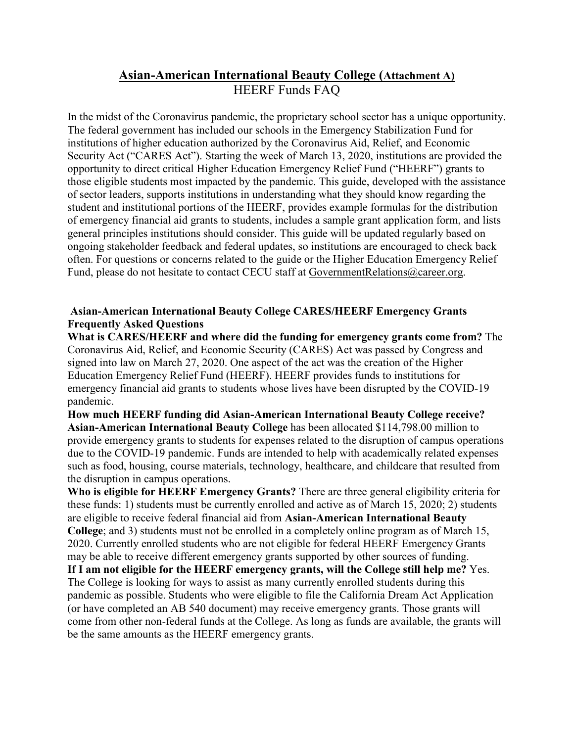# Asian-American International Beauty College (Attachment A)

## HEERF Funds FAQ

In the midst of the Coronavirus pandemic, the proprietary school sector has a unique opportunity. The federal government has included our schools in the Emergency Stabilization Fund for institutions of higher education authorized by the Coronavirus Aid, Relief, and Economic Security Act ("CARES Act"). Starting the week of March 13, 2020, institutions are provided the opportunity to direct critical Higher Education Emergency Relief Fund ("HEERF") grants to those eligible students most impacted by the pandemic. This guide, developed with the assistance of sector leaders, supports institutions in understanding what they should know regarding the student and institutional portions of the HEERF, provides example formulas for the distribution of emergency financial aid grants to students, includes a sample grant application form, and lists general principles institutions should consider. This guide will be updated regularly based on ongoing stakeholder feedback and federal updates, so institutions are encouraged to check back often. For questions or concerns related to the guide or the Higher Education Emergency Relief Fund, please do not hesitate to contact CECU staff at GovernmentRelations@career.org.

**Asian-American International Beauty College CARES/HEERF Emergency Grants Frequently Asked Questions**

**What is CARES/HEERF and where did the funding for emergency grants come from?** The Coronavirus Aid, Relief, and Economic Security (CARES) Act was passed by Congress and signed into law on March 27, 2020. One aspect of the act was the creation of the Higher Education Emergency Relief Fund (HEERF). HEERF provides funds to institutions for emergency financial aid grants to students whose lives have been disrupted by the COVID-19 pandemic.

**How much HEERF funding did Asian-American International Beauty College receive?** **Asian-American International Beauty College** has been allocated $114,798.00 million to provide emergency grants to students for expenses related to the disruption of campus operations due to the COVID-19 pandemic. Funds are intended to help with academically related expenses such as food, housing, course materials, technology, healthcare, and childcare that resulted from the disruption in campus operations.

**Who is eligible for HEERF Emergency Grants?** There are three general eligibility criteria for these funds: 1) students must be currently enrolled and active as of March 15, 2020; 2) students are eligible to receive federal financial aid from **Asian-American International Beauty College**; and 3) students must not be enrolled in a completely online program as of March 15, 2020. Currently enrolled students who are not eligible for federal HEERF Emergency Grants may be able to receive different emergency grants supported by other sources of funding.

**If I am not eligible for the HEERF emergency grants, will the College still help me?** Yes. The College is looking for ways to assist as many currently enrolled students during this pandemic as possible. Students who were eligible to file the California Dream Act Application (or have completed an AB 540 document) may receive emergency grants. Those grants will come from other non-federal funds at the College. As long as funds are available, the grants will be the same amounts as the HEERF emergency grants.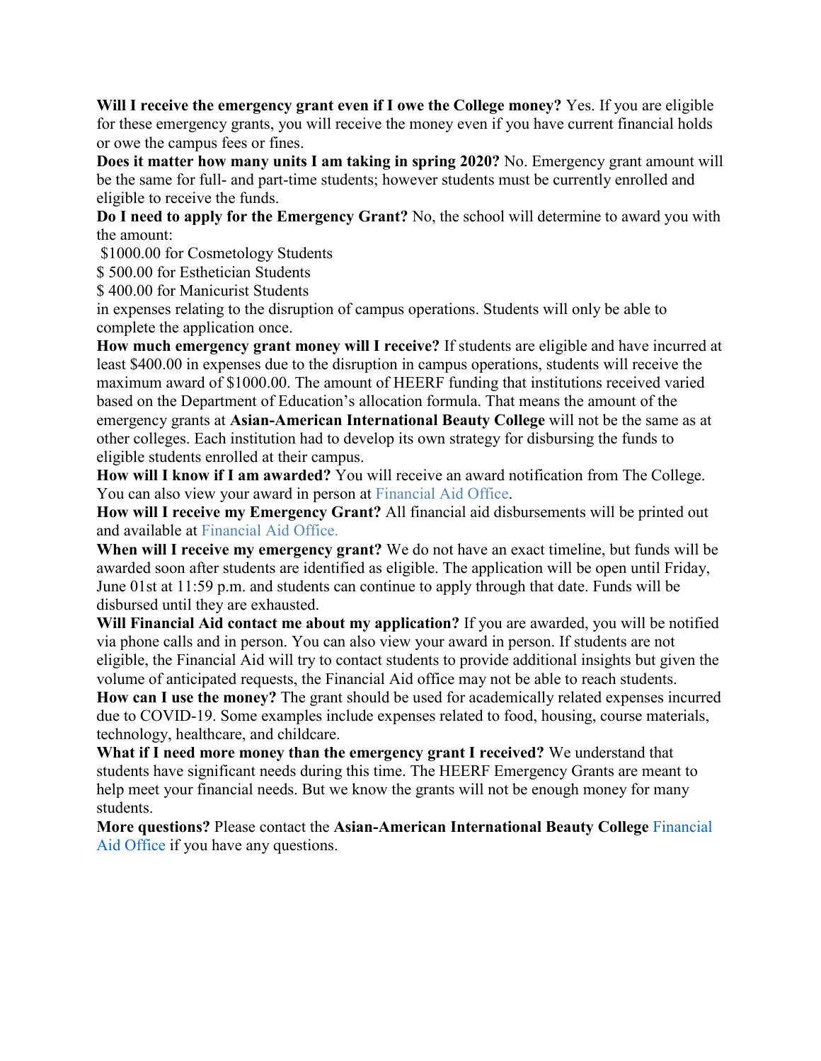**Will I receive the emergency grant even if I owe the College money?** Yes. If you are eligible for these emergency grants, you will receive the money even if you have current financial holds or owe the campus fees or fines.

**Does it matter how many units I am taking in spring 2020?** No. Emergency grant amount will be the same for full- and part-time students; however students must be currently enrolled and eligible to receive the funds.

**Do I need to apply for the Emergency Grant?** No, the school will determine to award you with the amount:

$1000.00 for Cosmetology Students
$ 500.00 for Esthetician Students
$ 400.00 for Manicurist Students

in expenses relating to the disruption of campus operations. Students will only be able to complete the application once.

**How much emergency grant money will I receive?** If students are eligible and have incurred at least $400.00 in expenses due to the disruption in campus operations, students will receive the maximum award of $1000.00. The amount of HEERF funding that institutions received varied based on the Department of Education's allocation formula. That means the amount of the emergency grants at **Asian-American International Beauty College** will not be the same as at other colleges. Each institution had to develop its own strategy for disbursing the funds to eligible students enrolled at their campus.

**How will I know if I am awarded?** You will receive an award notification from The College. You can also view your award in person at Financial Aid Office.

**How will I receive my Emergency Grant?** All financial aid disbursements will be printed out and available at Financial Aid Office.

**When will I receive my emergency grant?** We do not have an exact timeline, but funds will be awarded soon after students are identified as eligible. The application will be open until Friday, June 01st at 11:59 p.m. and students can continue to apply through that date. Funds will be disbursed until they are exhausted.

**Will Financial Aid contact me about my application?** If you are awarded, you will be notified via phone calls and in person. You can also view your award in person. If students are not eligible, the Financial Aid will try to contact students to provide additional insights but given the volume of anticipated requests, the Financial Aid office may not be able to reach students.

**How can I use the money?** The grant should be used for academically related expenses incurred due to COVID-19. Some examples include expenses related to food, housing, course materials, technology, healthcare, and childcare.

**What if I need more money than the emergency grant I received?** We understand that students have significant needs during this time. The HEERF Emergency Grants are meant to help meet your financial needs. But we know the grants will not be enough money for many students.

**More questions?** Please contact the **Asian-American International Beauty College** Financial Aid Office if you have any questions.